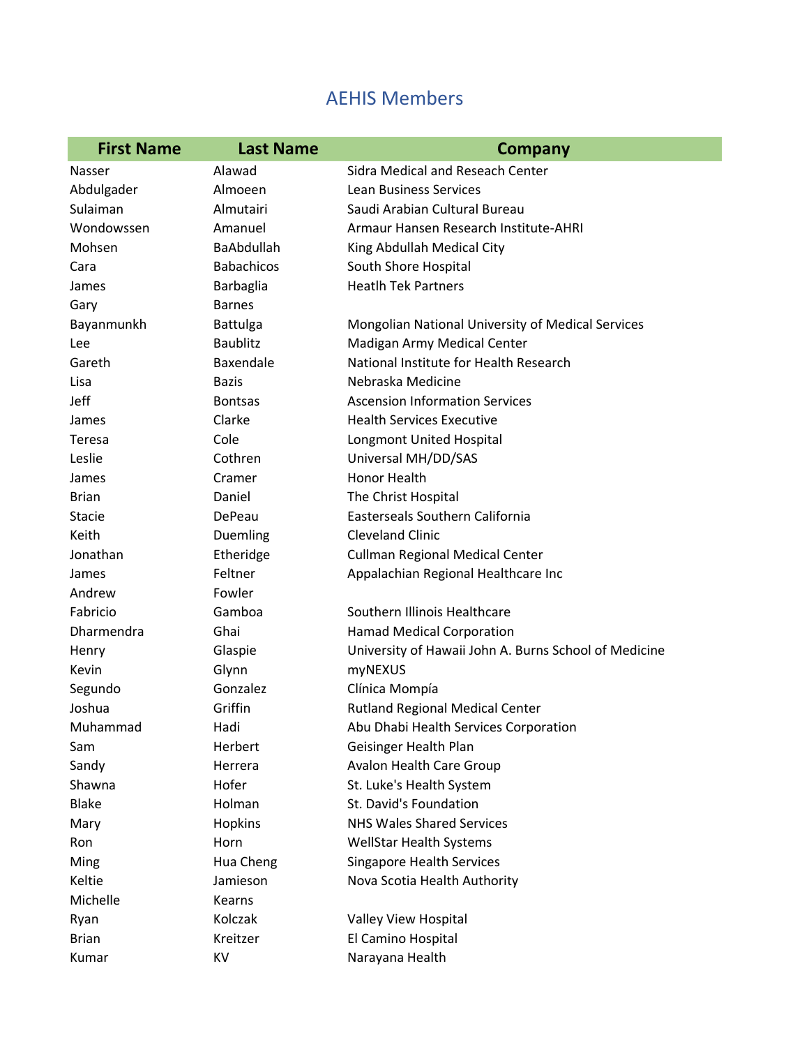# AEHIS Members

| First Name | Last Name | Company |
|---|---|---|
| Nasser | Alawad | Sidra Medical and Reseach Center |
| Abdulgader | Almoeen | Lean Business Services |
| Sulaiman | Almutairi | Saudi Arabian Cultural Bureau |
| Wondowssen | Amanuel | Armaur Hansen Research Institute-AHRI |
| Mohsen | BaAbdullah | King Abdullah Medical City |
| Cara | Babachicos | South Shore Hospital |
| James | Barbaglia | Heatlh Tek Partners |
| Gary | Barnes | |
| Bayanmunkh | Battulga | Mongolian National University of Medical Services |
| Lee | Baublitz | Madigan Army Medical Center |
| Gareth | Baxendale | National Institute for Health Research |
| Lisa | Bazis | Nebraska Medicine |
| Jeff | Bontsas | Ascension Information Services |
| James | Clarke | Health Services Executive |
| Teresa | Cole | Longmont United Hospital |
| Leslie | Cothren | Universal MH/DD/SAS |
| James | Cramer | Honor Health |
| Brian | Daniel | The Christ Hospital |
| Stacie | DePeau | Easterseals Southern California |
| Keith | Duemling | Cleveland Clinic |
| Jonathan | Etheridge | Cullman Regional Medical Center |
| James | Feltner | Appalachian Regional Healthcare Inc |
| Andrew | Fowler | |
| Fabricio | Gamboa | Southern Illinois Healthcare |
| Dharmendra | Ghai | Hamad Medical Corporation |
| Henry | Glaspie | University of Hawaii John A. Burns School of Medicine |
| Kevin | Glynn | myNEXUS |
| Segundo | Gonzalez | Clínica Mompía |
| Joshua | Griffin | Rutland Regional Medical Center |
| Muhammad | Hadi | Abu Dhabi Health Services Corporation |
| Sam | Herbert | Geisinger Health Plan |
| Sandy | Herrera | Avalon Health Care Group |
| Shawna | Hofer | St. Luke's Health System |
| Blake | Holman | St. David's Foundation |
| Mary | Hopkins | NHS Wales Shared Services |
| Ron | Horn | WellStar Health Systems |
| Ming | Hua Cheng | Singapore Health Services |
| Keltie | Jamieson | Nova Scotia Health Authority |
| Michelle | Kearns | |
| Ryan | Kolczak | Valley View Hospital |
| Brian | Kreitzer | El Camino Hospital |
| Kumar | KV | Narayana Health |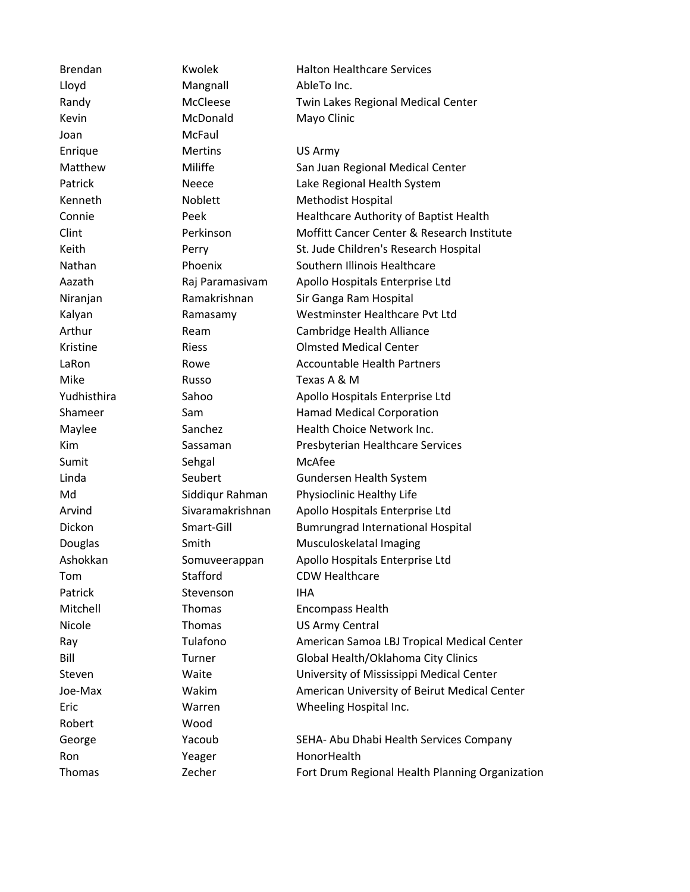| | | |
|---|---|---|
| Brendan | Kwolek | Halton Healthcare Services |
| Lloyd | Mangnall | AbleTo Inc. |
| Randy | McCleese | Twin Lakes Regional Medical Center |
| Kevin | McDonald | Mayo Clinic |
| Joan | McFaul | |
| Enrique | Mertins | US Army |
| Matthew | Miliffe | San Juan Regional Medical Center |
| Patrick | Neece | Lake Regional Health System |
| Kenneth | Noblett | Methodist Hospital |
| Connie | Peek | Healthcare Authority of Baptist Health |
| Clint | Perkinson | Moffitt Cancer Center & Research Institute |
| Keith | Perry | St. Jude Children's Research Hospital |
| Nathan | Phoenix | Southern Illinois Healthcare |
| Aazath | Raj Paramasivam | Apollo Hospitals Enterprise Ltd |
| Niranjan | Ramakrishnan | Sir Ganga Ram Hospital |
| Kalyan | Ramasamy | Westminster Healthcare Pvt Ltd |
| Arthur | Ream | Cambridge Health Alliance |
| Kristine | Riess | Olmsted Medical Center |
| LaRon | Rowe | Accountable Health Partners |
| Mike | Russo | Texas A & M |
| Yudhisthira | Sahoo | Apollo Hospitals Enterprise Ltd |
| Shameer | Sam | Hamad Medical Corporation |
| Maylee | Sanchez | Health Choice Network Inc. |
| Kim | Sassaman | Presbyterian Healthcare Services |
| Sumit | Sehgal | McAfee |
| Linda | Seubert | Gundersen Health System |
| Md | Siddiqur Rahman | Physioclinic Healthy Life |
| Arvind | Sivaramakrishnan | Apollo Hospitals Enterprise Ltd |
| Dickon | Smart-Gill | Bumrungrad International Hospital |
| Douglas | Smith | Musculoskelatal Imaging |
| Ashokkan | Somuveerappan | Apollo Hospitals Enterprise Ltd |
| Tom | Stafford | CDW Healthcare |
| Patrick | Stevenson | IHA |
| Mitchell | Thomas | Encompass Health |
| Nicole | Thomas | US Army Central |
| Ray | Tulafono | American Samoa LBJ Tropical Medical Center |
| Bill | Turner | Global Health/Oklahoma City Clinics |
| Steven | Waite | University of Mississippi Medical Center |
| Joe-Max | Wakim | American University of Beirut Medical Center |
| Eric | Warren | Wheeling Hospital Inc. |
| Robert | Wood | |
| George | Yacoub | SEHA- Abu Dhabi Health Services Company |
| Ron | Yeager | HonorHealth |
| Thomas | Zecher | Fort Drum Regional Health Planning Organization |